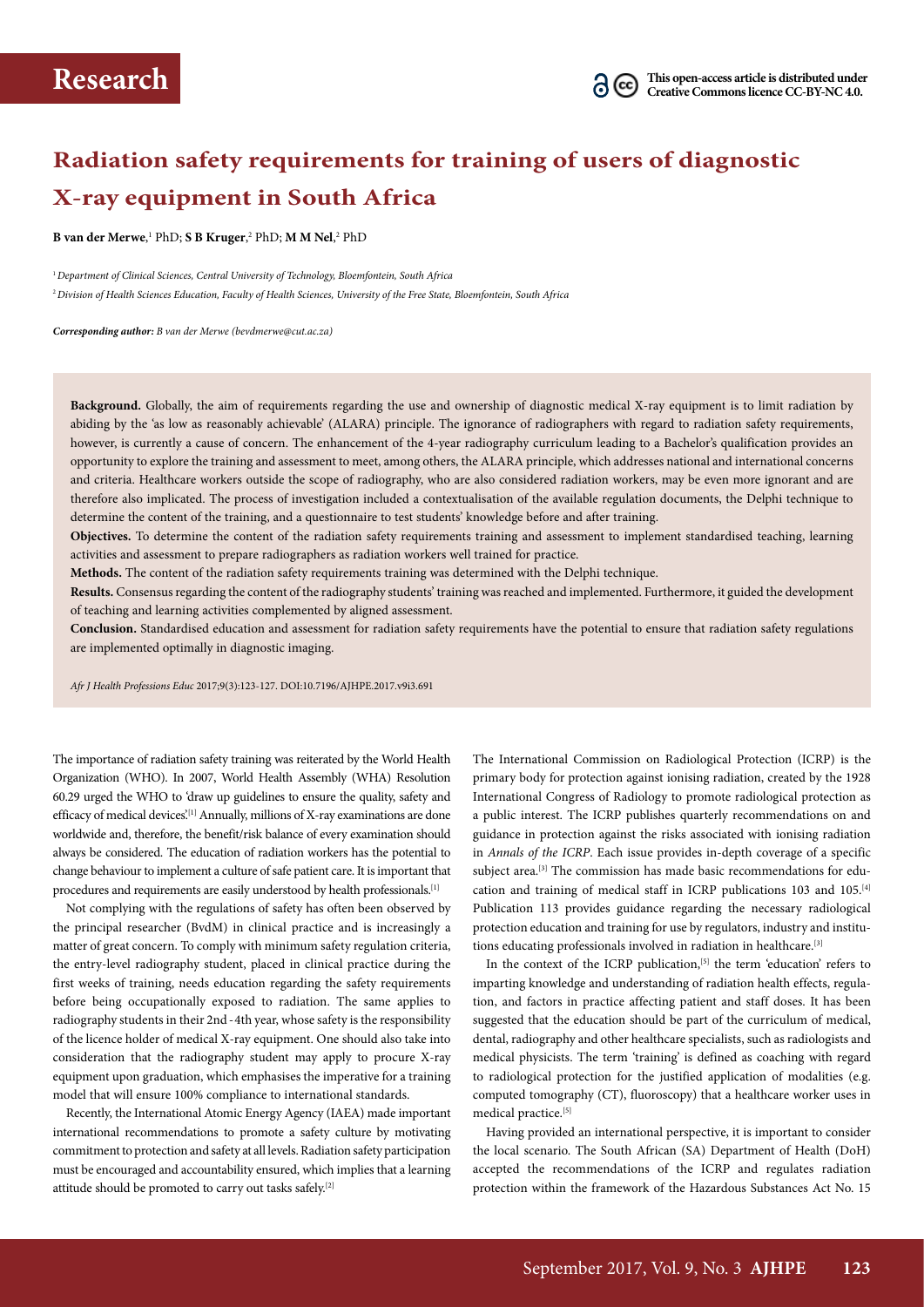Research

This open-access article is distributed under Creative Commons licence CC-BY-NC 4.0.

# Radiation safety requirements for training of users of diagnostic X-ray equipment in South Africa

**B van der Merwe**,[1] PhD; **S B Kruger**,[2] PhD; **M M Nel**,[2] PhD

[1] *Department of Clinical Sciences, Central University of Technology, Bloemfontein, South Africa*

[2] *Division of Health Sciences Education, Faculty of Health Sciences, University of the Free State, Bloemfontein, South Africa*

***Corresponding author:** B van der Merwe (bevdmerwe@cut.ac.za)*

**Background.** Globally, the aim of requirements regarding the use and ownership of diagnostic medical X-ray equipment is to limit radiation by abiding by the 'as low as reasonably achievable' (ALARA) principle. The ignorance of radiographers with regard to radiation safety requirements, however, is currently a cause of concern. The enhancement of the 4-year radiography curriculum leading to a Bachelor's qualification provides an opportunity to explore the training and assessment to meet, among others, the ALARA principle, which addresses national and international concerns and criteria. Healthcare workers outside the scope of radiography, who are also considered radiation workers, may be even more ignorant and are therefore also implicated. The process of investigation included a contextualisation of the available regulation documents, the Delphi technique to determine the content of the training, and a questionnaire to test students' knowledge before and after training.

**Objectives.** To determine the content of the radiation safety requirements training and assessment to implement standardised teaching, learning activities and assessment to prepare radiographers as radiation workers well trained for practice.

**Methods.** The content of the radiation safety requirements training was determined with the Delphi technique.

**Results.** Consensus regarding the content of the radiography students' training was reached and implemented. Furthermore, it guided the development of teaching and learning activities complemented by aligned assessment.

**Conclusion.** Standardised education and assessment for radiation safety requirements have the potential to ensure that radiation safety regulations are implemented optimally in diagnostic imaging.

*Afr J Health Professions Educ* 2017;9(3):123-127. DOI:10.7196/AJHPE.2017.v9i3.691

The importance of radiation safety training was reiterated by the World Health Organization (WHO). In 2007, World Health Assembly (WHA) Resolution 60.29 urged the WHO to 'draw up guidelines to ensure the quality, safety and efficacy of medical devices'.[1] Annually, millions of X-ray examinations are done worldwide and, therefore, the benefit/risk balance of every examination should always be considered. The education of radiation workers has the potential to change behaviour to implement a culture of safe patient care. It is important that procedures and requirements are easily understood by health professionals.[1]

Not complying with the regulations of safety has often been observed by the principal researcher (BvdM) in clinical practice and is increasingly a matter of great concern. To comply with minimum safety regulation criteria, the entry-level radiography student, placed in clinical practice during the first weeks of training, needs education regarding the safety requirements before being occupationally exposed to radiation. The same applies to radiography students in their 2nd - 4th year, whose safety is the responsibility of the licence holder of medical X-ray equipment. One should also take into consideration that the radiography student may apply to procure X-ray equipment upon graduation, which emphasises the imperative for a training model that will ensure 100% compliance to international standards.

Recently, the International Atomic Energy Agency (IAEA) made important international recommendations to promote a safety culture by motivating commitment to protection and safety at all levels. Radiation safety participation must be encouraged and accountability ensured, which implies that a learning attitude should be promoted to carry out tasks safely.[2]

The International Commission on Radiological Protection (ICRP) is the primary body for protection against ionising radiation, created by the 1928 International Congress of Radiology to promote radiological protection as a public interest. The ICRP publishes quarterly recommendations on and guidance in protection against the risks associated with ionising radiation in *Annals of the ICRP*. Each issue provides in-depth coverage of a specific subject area.[3] The commission has made basic recommendations for education and training of medical staff in ICRP publications 103 and 105.[4] Publication 113 provides guidance regarding the necessary radiological protection education and training for use by regulators, industry and institutions educating professionals involved in radiation in healthcare.[3]

In the context of the ICRP publication,[5] the term 'education' refers to imparting knowledge and understanding of radiation health effects, regulation, and factors in practice affecting patient and staff doses. It has been suggested that the education should be part of the curriculum of medical, dental, radiography and other healthcare specialists, such as radiologists and medical physicists. The term 'training' is defined as coaching with regard to radiological protection for the justified application of modalities (e.g. computed tomography (CT), fluoroscopy) that a healthcare worker uses in medical practice.[5]

Having provided an international perspective, it is important to consider the local scenario. The South African (SA) Department of Health (DoH) accepted the recommendations of the ICRP and regulates radiation protection within the framework of the Hazardous Substances Act No. 15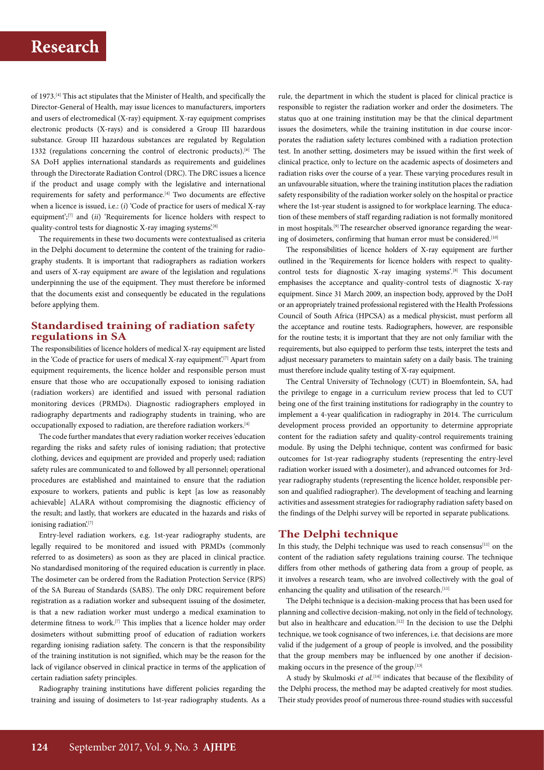of 1973.[4] This act stipulates that the Minister of Health, and specifically the Director-General of Health, may issue licences to manufacturers, importers and users of electromedical (X-ray) equipment. X-ray equipment comprises electronic products (X-rays) and is considered a Group III hazardous substance. Group III hazardous substances are regulated by Regulation 1332 (regulations concerning the control of electronic products).[6] The SA DoH applies international standards as requirements and guidelines through the Directorate Radiation Control (DRC). The DRC issues a licence if the product and usage comply with the legislative and international requirements for safety and performance.[4] Two documents are effective when a licence is issued, i.e.: (*i*) 'Code of practice for users of medical X-ray equipment';[7] and (*ii*) 'Requirements for licence holders with respect to quality-control tests for diagnostic X-ray imaging systems'.[8]

The requirements in these two documents were contextualised as criteria in the Delphi document to determine the content of the training for radiography students. It is important that radiographers as radiation workers and users of X-ray equipment are aware of the legislation and regulations underpinning the use of the equipment. They must therefore be informed that the documents exist and consequently be educated in the regulations before applying them.

## Standardised training of radiation safety regulations in SA

The responsibilities of licence holders of medical X-ray equipment are listed in the 'Code of practice for users of medical X-ray equipment'.[7] Apart from equipment requirements, the licence holder and responsible person must ensure that those who are occupationally exposed to ionising radiation (radiation workers) are identified and issued with personal radiation monitoring devices (PRMDs). Diagnostic radiographers employed in radiography departments and radiography students in training, who are occupationally exposed to radiation, are therefore radiation workers.[4]

The code further mandates that every radiation worker receives 'education regarding the risks and safety rules of ionising radiation; that protective clothing, devices and equipment are provided and properly used; radiation safety rules are communicated to and followed by all personnel; operational procedures are established and maintained to ensure that the radiation exposure to workers, patients and public is kept [as low as reasonably achievable] ALARA without compromising the diagnostic efficiency of the result; and lastly, that workers are educated in the hazards and risks of ionising radiation'.[7]

Entry-level radiation workers, e.g. 1st-year radiography students, are legally required to be monitored and issued with PRMDs (commonly referred to as dosimeters) as soon as they are placed in clinical practice. No standardised monitoring of the required education is currently in place. The dosimeter can be ordered from the Radiation Protection Service (RPS) of the SA Bureau of Standards (SABS). The only DRC requirement before registration as a radiation worker and subsequent issuing of the dosimeter, is that a new radiation worker must undergo a medical examination to determine fitness to work.[7] This implies that a licence holder may order dosimeters without submitting proof of education of radiation workers regarding ionising radiation safety. The concern is that the responsibility of the training institution is not signified, which may be the reason for the lack of vigilance observed in clinical practice in terms of the application of certain radiation safety principles.

Radiography training institutions have different policies regarding the training and issuing of dosimeters to 1st-year radiography students. As a rule, the department in which the student is placed for clinical practice is responsible to register the radiation worker and order the dosimeters. The status quo at one training institution may be that the clinical department issues the dosimeters, while the training institution in due course incorporates the radiation safety lectures combined with a radiation protection test. In another setting, dosimeters may be issued within the first week of clinical practice, only to lecture on the academic aspects of dosimeters and radiation risks over the course of a year. These varying procedures result in an unfavourable situation, where the training institution places the radiation safety responsibility of the radiation worker solely on the hospital or practice where the 1st-year student is assigned to for workplace learning. The education of these members of staff regarding radiation is not formally monitored in most hospitals.[9] The researcher observed ignorance regarding the wearing of dosimeters, confirming that human error must be considered.[10]

The responsibilities of licence holders of X-ray equipment are further outlined in the 'Requirements for licence holders with respect to quality-control tests for diagnostic X-ray imaging systems'.[8] This document emphasises the acceptance and quality-control tests of diagnostic X-ray equipment. Since 31 March 2009, an inspection body, approved by the DoH or an appropriately trained professional registered with the Health Professions Council of South Africa (HPCSA) as a medical physicist, must perform all the acceptance and routine tests. Radiographers, however, are responsible for the routine tests; it is important that they are not only familiar with the requirements, but also equipped to perform thse tests, interpret the tests and adjust necessary parameters to maintain safety on a daily basis. The training must therefore include quality testing of X-ray equipment.

The Central University of Technology (CUT) in Bloemfontein, SA, had the privilege to engage in a curriculum review process that led to CUT being one of the first training institutions for radiography in the country to implement a 4-year qualification in radiography in 2014. The curriculum development process provided an opportunity to determine appropriate content for the radiation safety and quality-control requirements training module. By using the Delphi technique, content was confirmed for basic outcomes for 1st-year radiography students (representing the entry-level radiation worker issued with a dosimeter), and advanced outcomes for 3rd-year radiography students (representing the licence holder, responsible person and qualified radiographer). The development of teaching and learning activities and assessment strategies for radiography radiation safety based on the findings of the Delphi survey will be reported in separate publications.

## The Delphi technique

In this study, the Delphi technique was used to reach consensus[11] on the content of the radiation safety regulations training course. The technique differs from other methods of gathering data from a group of people, as it involves a research team, who are involved collectively with the goal of enhancing the quality and utilisation of the research.[11]

The Delphi technique is a decision-making process that has been used for planning and collective decision-making, not only in the field of technology, but also in healthcare and education.[12] In the decision to use the Delphi technique, we took cognisance of two inferences, i.e. that decisions are more valid if the judgement of a group of people is involved, and the possibility that the group members may be influenced by one another if decision-making occurs in the presence of the group.[13]

A study by Skulmoski *et al.*[14] indicates that because of the flexibility of the Delphi process, the method may be adapted creatively for most studies. Their study provides proof of numerous three-round studies with successful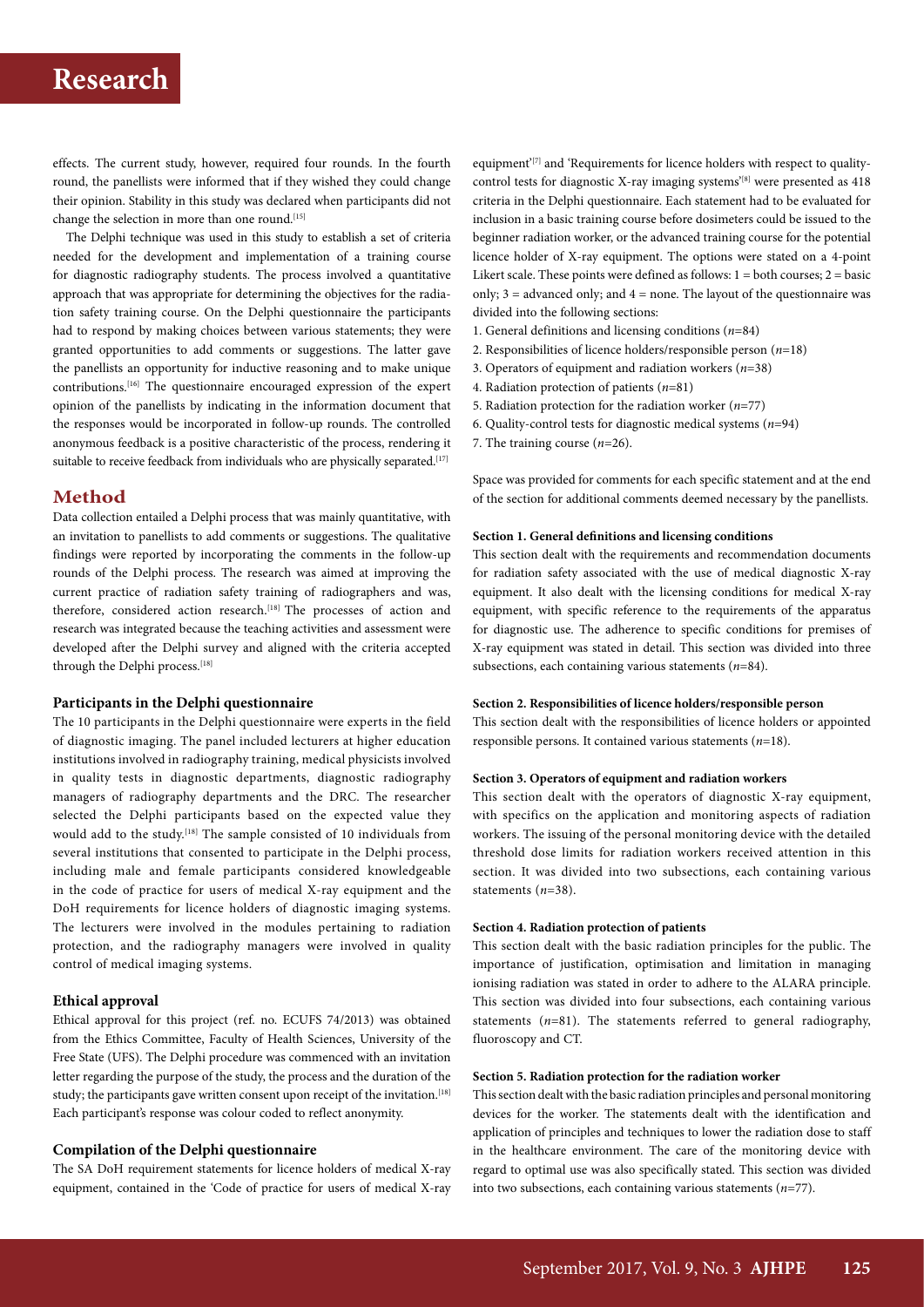effects. The current study, however, required four rounds. In the fourth round, the panellists were informed that if they wished they could change their opinion. Stability in this study was declared when participants did not change the selection in more than one round.[15]

The Delphi technique was used in this study to establish a set of criteria needed for the development and implementation of a training course for diagnostic radiography students. The process involved a quantitative approach that was appropriate for determining the objectives for the radiation safety training course. On the Delphi questionnaire the participants had to respond by making choices between various statements; they were granted opportunities to add comments or suggestions. The latter gave the panellists an opportunity for inductive reasoning and to make unique contributions.[16] The questionnaire encouraged expression of the expert opinion of the panellists by indicating in the information document that the responses would be incorporated in follow-up rounds. The controlled anonymous feedback is a positive characteristic of the process, rendering it suitable to receive feedback from individuals who are physically separated.[17]

## Method

Data collection entailed a Delphi process that was mainly quantitative, with an invitation to panellists to add comments or suggestions. The qualitative findings were reported by incorporating the comments in the follow-up rounds of the Delphi process. The research was aimed at improving the current practice of radiation safety training of radiographers and was, therefore, considered action research.[18] The processes of action and research was integrated because the teaching activities and assessment were developed after the Delphi survey and aligned with the criteria accepted through the Delphi process.[18]

### Participants in the Delphi questionnaire

The 10 participants in the Delphi questionnaire were experts in the field of diagnostic imaging. The panel included lecturers at higher education institutions involved in radiography training, medical physicists involved in quality tests in diagnostic departments, diagnostic radiography managers of radiography departments and the DRC. The researcher selected the Delphi participants based on the expected value they would add to the study.[18] The sample consisted of 10 individuals from several institutions that consented to participate in the Delphi process, including male and female participants considered knowledgeable in the code of practice for users of medical X-ray equipment and the DoH requirements for licence holders of diagnostic imaging systems. The lecturers were involved in the modules pertaining to radiation protection, and the radiography managers were involved in quality control of medical imaging systems.

### Ethical approval

Ethical approval for this project (ref. no. ECUFS 74/2013) was obtained from the Ethics Committee, Faculty of Health Sciences, University of the Free State (UFS). The Delphi procedure was commenced with an invitation letter regarding the purpose of the study, the process and the duration of the study; the participants gave written consent upon receipt of the invitation.[18] Each participant's response was colour coded to reflect anonymity.

### Compilation of the Delphi questionnaire

The SA DoH requirement statements for licence holders of medical X-ray equipment, contained in the 'Code of practice for users of medical X-ray equipment'[7] and 'Requirements for licence holders with respect to quality-control tests for diagnostic X-ray imaging systems'[8] were presented as 418 criteria in the Delphi questionnaire. Each statement had to be evaluated for inclusion in a basic training course before dosimeters could be issued to the beginner radiation worker, or the advanced training course for the potential licence holder of X-ray equipment. The options were stated on a 4-point Likert scale. These points were defined as follows: 1 = both courses; 2 = basic only; 3 = advanced only; and 4 = none. The layout of the questionnaire was divided into the following sections:

1. General definitions and licensing conditions (*n*=84)
2. Responsibilities of licence holders/responsible person (*n*=18)
3. Operators of equipment and radiation workers (*n*=38)
4. Radiation protection of patients (*n*=81)
5. Radiation protection for the radiation worker (*n*=77)
6. Quality-control tests for diagnostic medical systems (*n*=94)
7. The training course (*n*=26).

Space was provided for comments for each specific statement and at the end of the section for additional comments deemed necessary by the panellists.

#### Section 1. General definitions and licensing conditions

This section dealt with the requirements and recommendation documents for radiation safety associated with the use of medical diagnostic X-ray equipment. It also dealt with the licensing conditions for medical X-ray equipment, with specific reference to the requirements of the apparatus for diagnostic use. The adherence to specific conditions for premises of X-ray equipment was stated in detail. This section was divided into three subsections, each containing various statements (*n*=84).

#### Section 2. Responsibilities of licence holders/responsible person

This section dealt with the responsibilities of licence holders or appointed responsible persons. It contained various statements (*n*=18).

#### Section 3. Operators of equipment and radiation workers

This section dealt with the operators of diagnostic X-ray equipment, with specifics on the application and monitoring aspects of radiation workers. The issuing of the personal monitoring device with the detailed threshold dose limits for radiation workers received attention in this section. It was divided into two subsections, each containing various statements (*n*=38).

#### Section 4. Radiation protection of patients

This section dealt with the basic radiation principles for the public. The importance of justification, optimisation and limitation in managing ionising radiation was stated in order to adhere to the ALARA principle. This section was divided into four subsections, each containing various statements (*n*=81). The statements referred to general radiography, fluoroscopy and CT.

#### Section 5. Radiation protection for the radiation worker

This section dealt with the basic radiation principles and personal monitoring devices for the worker. The statements dealt with the identification and application of principles and techniques to lower the radiation dose to staff in the healthcare environment. The care of the monitoring device with regard to optimal use was also specifically stated. This section was divided into two subsections, each containing various statements (*n*=77).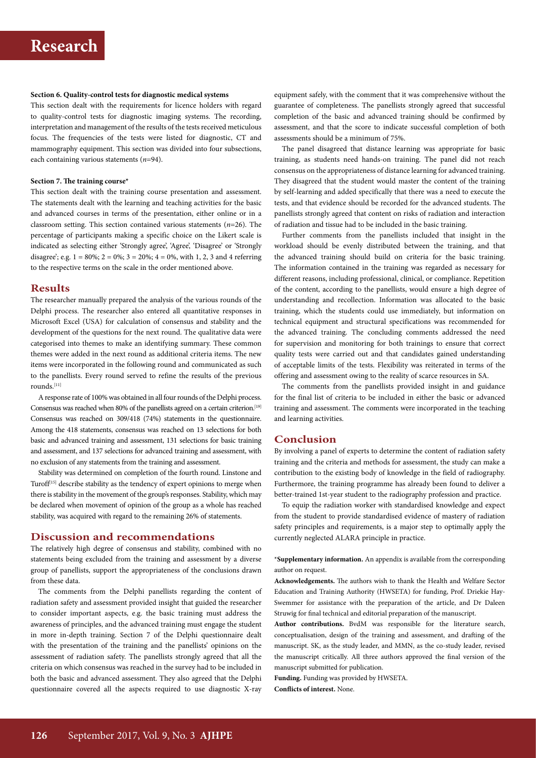**Section 6. Quality-control tests for diagnostic medical systems**

This section dealt with the requirements for licence holders with regard to quality-control tests for diagnostic imaging systems. The recording, interpretation and management of the results of the tests received meticulous focus. The frequencies of the tests were listed for diagnostic, CT and mammography equipment. This section was divided into four subsections, each containing various statements (*n*=94).

**Section 7. The training course***

This section dealt with the training course presentation and assessment. The statements dealt with the learning and teaching activities for the basic and advanced courses in terms of the presentation, either online or in a classroom setting. This section contained various statements (*n*=26). The percentage of participants making a specific choice on the Likert scale is indicated as selecting either 'Strongly agree', 'Agree', 'Disagree' or 'Strongly disagree'; e.g. 1 = 80%; 2 = 0%; 3 = 20%; 4 = 0%, with 1, 2, 3 and 4 referring to the respective terms on the scale in the order mentioned above.

## Results

The researcher manually prepared the analysis of the various rounds of the Delphi process. The researcher also entered all quantitative responses in Microsoft Excel (USA) for calculation of consensus and stability and the development of the questions for the next round. The qualitative data were categorised into themes to make an identifying summary. These common themes were added in the next round as additional criteria items. The new items were incorporated in the following round and communicated as such to the panellists. Every round served to refine the results of the previous rounds.[11]

A response rate of 100% was obtained in all four rounds of the Delphi process. Consensus was reached when 80% of the panellists agreed on a certain criterion.[19] Consensus was reached on 309/418 (74%) statements in the questionnaire. Among the 418 statements, consensus was reached on 13 selections for both basic and advanced training and assessment, 131 selections for basic training and assessment, and 137 selections for advanced training and assessment, with no exclusion of any statements from the training and assessment.

Stability was determined on completion of the fourth round. Linstone and Turoff[15] describe stability as the tendency of expert opinions to merge when there is stability in the movement of the group's responses. Stability, which may be declared when movement of opinion of the group as a whole has reached stability, was acquired with regard to the remaining 26% of statements.

## Discussion and recommendations

The relatively high degree of consensus and stability, combined with no statements being excluded from the training and assessment by a diverse group of panellists, support the appropriateness of the conclusions drawn from these data.

The comments from the Delphi panellists regarding the content of radiation safety and assessment provided insight that guided the researcher to consider important aspects, e.g. the basic training must address the awareness of principles, and the advanced training must engage the student in more in-depth training. Section 7 of the Delphi questionnaire dealt with the presentation of the training and the panellists' opinions on the assessment of radiation safety. The panellists strongly agreed that all the criteria on which consensus was reached in the survey had to be included in both the basic and advanced assessment. They also agreed that the Delphi questionnaire covered all the aspects required to use diagnostic X-ray equipment safely, with the comment that it was comprehensive without the guarantee of completeness. The panellists strongly agreed that successful completion of the basic and advanced training should be confirmed by assessment, and that the score to indicate successful completion of both assessments should be a minimum of 75%.

The panel disagreed that distance learning was appropriate for basic training, as students need hands-on training. The panel did not reach consensus on the appropriateness of distance learning for advanced training. They disagreed that the student would master the content of the training by self-learning and added specifically that there was a need to execute the tests, and that evidence should be recorded for the advanced students. The panellists strongly agreed that content on risks of radiation and interaction of radiation and tissue had to be included in the basic training.

Further comments from the panellists included that insight in the workload should be evenly distributed between the training, and that the advanced training should build on criteria for the basic training. The information contained in the training was regarded as necessary for different reasons, including professional, clinical, or compliance. Repetition of the content, according to the panellists, would ensure a high degree of understanding and recollection. Information was allocated to the basic training, which the students could use immediately, but information on technical equipment and structural specifications was recommended for the advanced training. The concluding comments addressed the need for supervision and monitoring for both trainings to ensure that correct quality tests were carried out and that candidates gained understanding of acceptable limits of the tests. Flexibility was reiterated in terms of the offering and assessment owing to the reality of scarce resources in SA.

The comments from the panellists provided insight in and guidance for the final list of criteria to be included in either the basic or advanced training and assessment. The comments were incorporated in the teaching and learning activities.

## Conclusion

By involving a panel of experts to determine the content of radiation safety training and the criteria and methods for assessment, the study can make a contribution to the existing body of knowledge in the field of radiography. Furthermore, the training programme has already been found to deliver a better-trained 1st-year student to the radiography profession and practice.

To equip the radiation worker with standardised knowledge and expect from the student to provide standardised evidence of mastery of radiation safety principles and requirements, is a major step to optimally apply the currently neglected ALARA principle in practice.

***Supplementary information.** An appendix is available from the corresponding author on request.

**Acknowledgements.** The authors wish to thank the Health and Welfare Sector Education and Training Authority (HWSETA) for funding, Prof. Driekie Hay-Swemmer for assistance with the preparation of the article, and Dr Daleen Struwig for final technical and editorial preparation of the manuscript.

**Author contributions.** BvdM was responsible for the literature search, conceptualisation, design of the training and assessment, and drafting of the manuscript. SK, as the study leader, and MMN, as the co-study leader, revised the manuscript critically. All three authors approved the final version of the manuscript submitted for publication.

**Funding.** Funding was provided by HWSETA.

**Conflicts of interest.** None.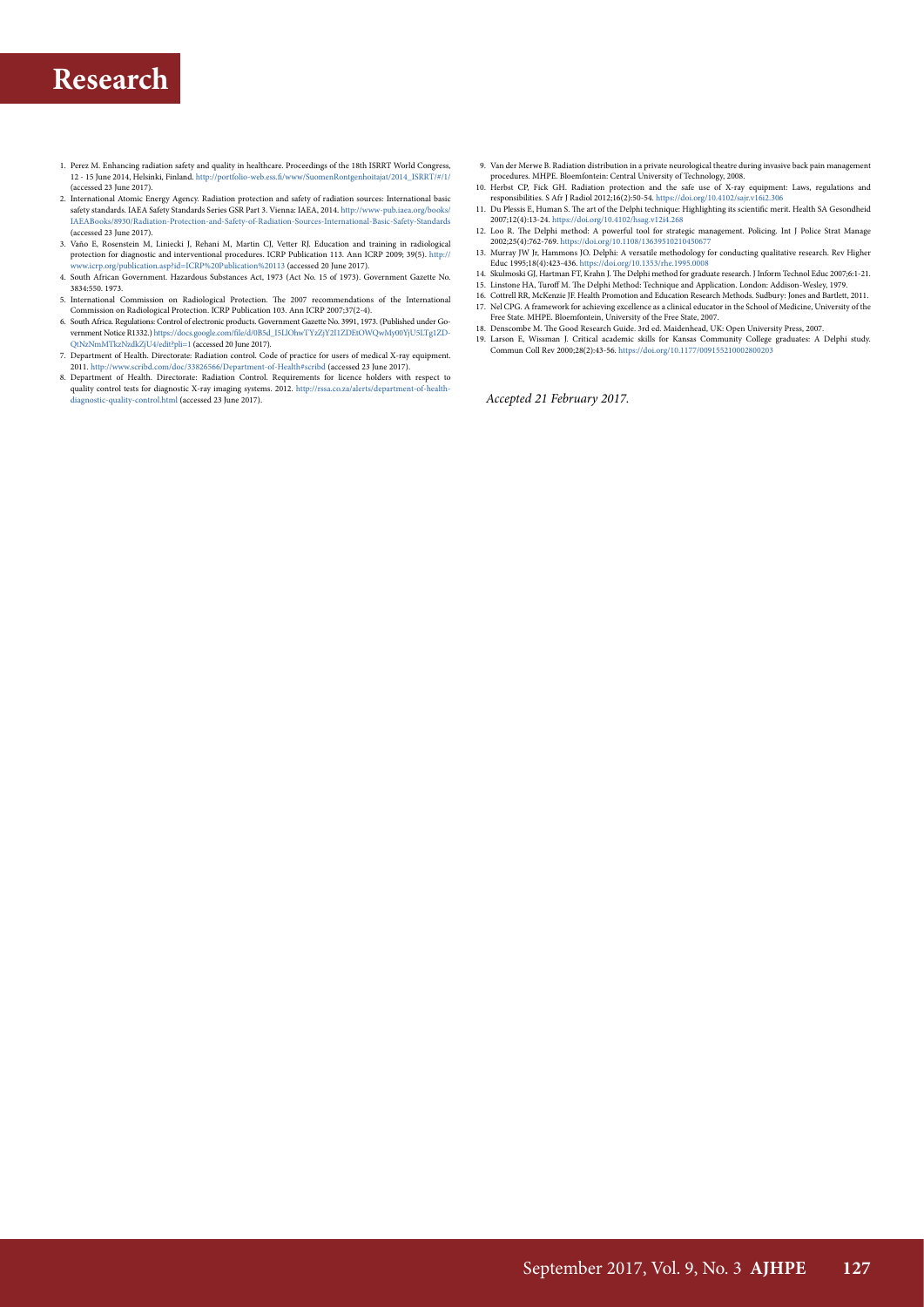1. Perez M. Enhancing radiation safety and quality in healthcare. Proceedings of the 18th ISRRT World Congress, 12 - 15 June 2014, Helsinki, Finland. http://portfolio-web.ess.fi/www/SuomenRontgenhoitajat/2014_ISRRT/#/1/ (accessed 23 June 2017).
2. International Atomic Energy Agency. Radiation protection and safety of radiation sources: International basic safety standards. IAEA Safety Standards Series GSR Part 3. Vienna: IAEA, 2014. http://www-pub.iaea.org/books/IAEABooks/8930/Radiation-Protection-and-Safety-of-Radiation-Sources-International-Basic-Safety-Standards (accessed 23 June 2017).
3. Vaño E, Rosenstein M, Liniecki J, Rehani M, Martin CJ, Vetter RJ. Education and training in radiological protection for diagnostic and interventional procedures. ICRP Publication 113. Ann ICRP 2009; 39(5). http://www.icrp.org/publication.asp?id=ICRP%20Publication%20113 (accessed 20 June 2017).
4. South African Government. Hazardous Substances Act, 1973 (Act No. 15 of 1973). Government Gazette No. 3834:550. 1973.
5. International Commission on Radiological Protection. The 2007 recommendations of the International Commission on Radiological Protection. ICRP Publication 103. Ann ICRP 2007;37(2-4).
6. South Africa. Regulations: Control of electronic products. Government Gazette No. 3991, 1973. (Published under Government Notice R1332.) https://docs.google.com/file/d/0B5d_I5LlOhwTYzZjY2I1ZDEtOWQwMy00YjU5LTg1ZDQtNzNmMTkzNzdkZjU4/edit?pli=1 (accessed 20 June 2017).
7. Department of Health. Directorate: Radiation control. Code of practice for users of medical X-ray equipment. 2011. http://www.scribd.com/doc/33826566/Department-of-Health#scribd (accessed 23 June 2017).
8. Department of Health. Directorate: Radiation Control. Requirements for licence holders with respect to quality control tests for diagnostic X-ray imaging systems. 2012. http://rssa.co.za/alerts/department-of-health-diagnostic-quality-control.html (accessed 23 June 2017).
9. Van der Merwe B. Radiation distribution in a private neurological theatre during invasive back pain management procedures. MHPE. Bloemfontein: Central University of Technology, 2008.
10. Herbst CP, Fick GH. Radiation protection and the safe use of X-ray equipment: Laws, regulations and responsibilities. S Afr J Radiol 2012;16(2):50-54. https://doi.org/10.4102/sajr.v16i2.306
11. Du Plessis E, Human S. The art of the Delphi technique: Highlighting its scientific merit. Health SA Gesondheid 2007;12(4):13-24. https://doi.org/10.4102/hsag.v12i4.268
12. Loo R. The Delphi method: A powerful tool for strategic management. Policing. Int J Police Strat Manage 2002;25(4):762-769. https://doi.org/10.1108/13639510210450677
13. Murray JW Jr, Hammons JO. Delphi: A versatile methodology for conducting qualitative research. Rev Higher Educ 1995;18(4):423-436. https://doi.org/10.1353/rhe.1995.0008
14. Skulmoski GJ, Hartman FT, Krahn J. The Delphi method for graduate research. J Inform Technol Educ 2007;6:1-21.
15. Linstone HA, Turoff M. The Delphi Method: Technique and Application. London: Addison-Wesley, 1979.
16. Cottrell RR, McKenzie JF. Health Promotion and Education Research Methods. Sudbury: Jones and Bartlett, 2011.
17. Nel CPG. A framework for achieving excellence as a clinical educator in the School of Medicine, University of the Free State. MHPE. Bloemfontein, University of the Free State, 2007.
18. Denscombe M. The Good Research Guide. 3rd ed. Maidenhead, UK: Open University Press, 2007.
19. Larson E, Wissman J. Critical academic skills for Kansas Community College graduates: A Delphi study. Commun Coll Rev 2000;28(2):43-56. https://doi.org/10.1177/009155210002800203

*Accepted 21 February 2017.*